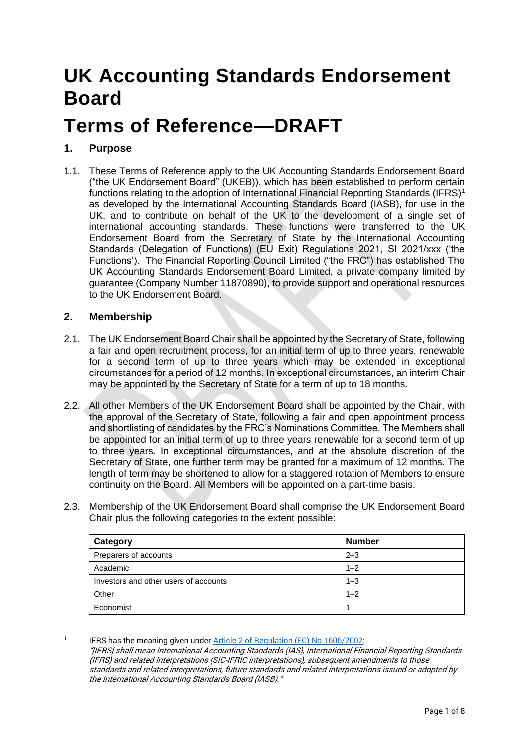# UK Accounting Standards Endorsement Board

# Terms of Reference—DRAFT

## 1. Purpose

1.1. These Terms of Reference apply to the UK Accounting Standards Endorsement Board ("the UK Endorsement Board" (UKEB)), which has been established to perform certain functions relating to the adoption of International Financial Reporting Standards (IFRS)[1] as developed by the International Accounting Standards Board (IASB), for use in the UK, and to contribute on behalf of the UK to the development of a single set of international accounting standards. These functions were transferred to the UK Endorsement Board from the Secretary of State by the International Accounting Standards (Delegation of Functions) (EU Exit) Regulations 2021, SI 2021/xxx ('the Functions'). The Financial Reporting Council Limited ("the FRC") has established The UK Accounting Standards Endorsement Board Limited, a private company limited by guarantee (Company Number 11870890), to provide support and operational resources to the UK Endorsement Board.

## 2. Membership

2.1. The UK Endorsement Board Chair shall be appointed by the Secretary of State, following a fair and open recruitment process, for an initial term of up to three years, renewable for a second term of up to three years which may be extended in exceptional circumstances for a period of 12 months. In exceptional circumstances, an interim Chair may be appointed by the Secretary of State for a term of up to 18 months.

2.2. All other Members of the UK Endorsement Board shall be appointed by the Chair, with the approval of the Secretary of State, following a fair and open appointment process and shortlisting of candidates by the FRC's Nominations Committee. The Members shall be appointed for an initial term of up to three years renewable for a second term of up to three years. In exceptional circumstances, and at the absolute discretion of the Secretary of State, one further term may be granted for a maximum of 12 months. The length of term may be shortened to allow for a staggered rotation of Members to ensure continuity on the Board. All Members will be appointed on a part-time basis.

2.3. Membership of the UK Endorsement Board shall comprise the UK Endorsement Board Chair plus the following categories to the extent possible:

| Category | Number |
|---|---|
| Preparers of accounts | 2–3 |
| Academic | 1–2 |
| Investors and other users of accounts | 1–3 |
| Other | 1–2 |
| Economist | 1 |

[1] IFRS has the meaning given under Article 2 of Regulation (EC) No 1606/2002:
*"[IFRS] shall mean International Accounting Standards (IAS), International Financial Reporting Standards (IFRS) and related Interpretations (SIC-IFRIC interpretations), subsequent amendments to those standards and related interpretations, future standards and related interpretations issued or adopted by the International Accounting Standards Board (IASB)."*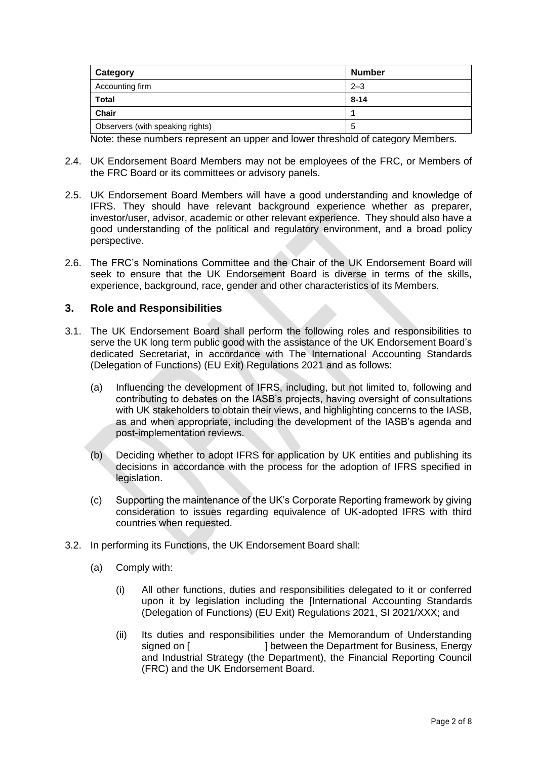| Category | Number |
| --- | --- |
| Accounting firm | 2–3 |
| **Total** | **8-14** |
| **Chair** | **1** |
| Observers (with speaking rights) | 5 |

Note: these numbers represent an upper and lower threshold of category Members.

2.4. UK Endorsement Board Members may not be employees of the FRC, or Members of the FRC Board or its committees or advisory panels.

2.5. UK Endorsement Board Members will have a good understanding and knowledge of IFRS. They should have relevant background experience whether as preparer, investor/user, advisor, academic or other relevant experience. They should also have a good understanding of the political and regulatory environment, and a broad policy perspective.

2.6. The FRC's Nominations Committee and the Chair of the UK Endorsement Board will seek to ensure that the UK Endorsement Board is diverse in terms of the skills, experience, background, race, gender and other characteristics of its Members.

## 3. Role and Responsibilities

3.1. The UK Endorsement Board shall perform the following roles and responsibilities to serve the UK long term public good with the assistance of the UK Endorsement Board's dedicated Secretariat, in accordance with The International Accounting Standards (Delegation of Functions) (EU Exit) Regulations 2021 and as follows:

   (a) Influencing the development of IFRS, including, but not limited to, following and contributing to debates on the IASB's projects, having oversight of consultations with UK stakeholders to obtain their views, and highlighting concerns to the IASB, as and when appropriate, including the development of the IASB's agenda and post-implementation reviews.

   (b) Deciding whether to adopt IFRS for application by UK entities and publishing its decisions in accordance with the process for the adoption of IFRS specified in legislation.

   (c) Supporting the maintenance of the UK's Corporate Reporting framework by giving consideration to issues regarding equivalence of UK-adopted IFRS with third countries when requested.

3.2. In performing its Functions, the UK Endorsement Board shall:

   (a) Comply with:

      (i) All other functions, duties and responsibilities delegated to it or conferred upon it by legislation including the [International Accounting Standards (Delegation of Functions) (EU Exit) Regulations 2021, SI 2021/XXX; and

      (ii) Its duties and responsibilities under the Memorandum of Understanding signed on [ ] between the Department for Business, Energy and Industrial Strategy (the Department), the Financial Reporting Council (FRC) and the UK Endorsement Board.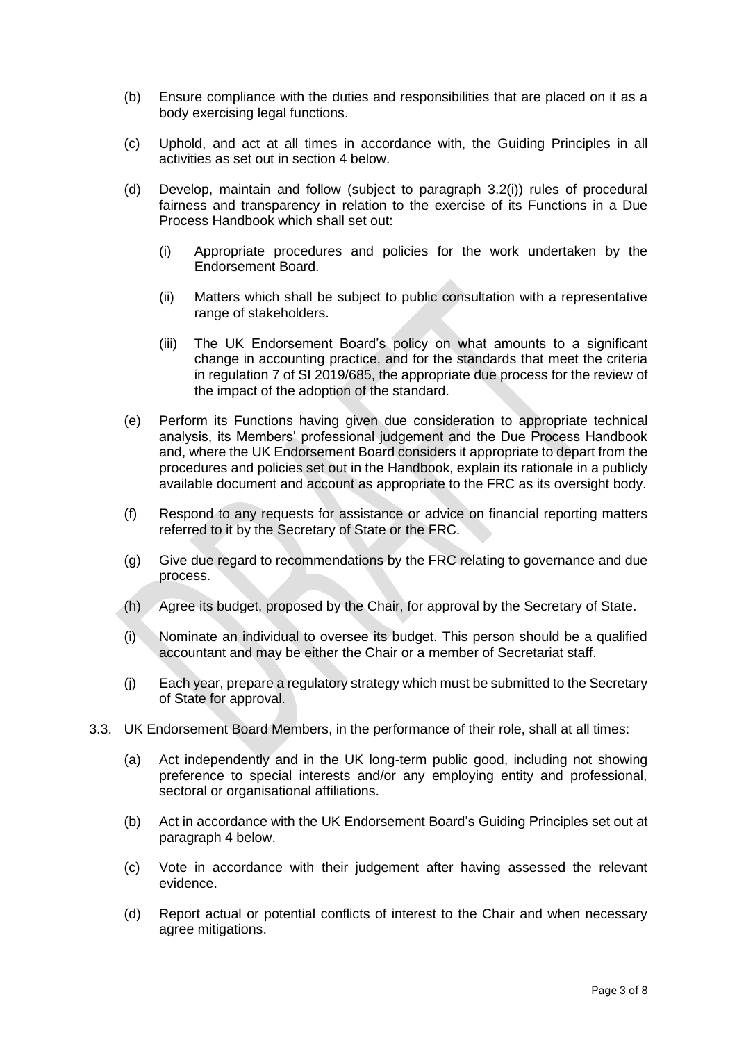(b) Ensure compliance with the duties and responsibilities that are placed on it as a body exercising legal functions.

(c) Uphold, and act at all times in accordance with, the Guiding Principles in all activities as set out in section 4 below.

(d) Develop, maintain and follow (subject to paragraph 3.2(i)) rules of procedural fairness and transparency in relation to the exercise of its Functions in a Due Process Handbook which shall set out:

   (i) Appropriate procedures and policies for the work undertaken by the Endorsement Board.

   (ii) Matters which shall be subject to public consultation with a representative range of stakeholders.

   (iii) The UK Endorsement Board's policy on what amounts to a significant change in accounting practice, and for the standards that meet the criteria in regulation 7 of SI 2019/685, the appropriate due process for the review of the impact of the adoption of the standard.

(e) Perform its Functions having given due consideration to appropriate technical analysis, its Members' professional judgement and the Due Process Handbook and, where the UK Endorsement Board considers it appropriate to depart from the procedures and policies set out in the Handbook, explain its rationale in a publicly available document and account as appropriate to the FRC as its oversight body.

(f) Respond to any requests for assistance or advice on financial reporting matters referred to it by the Secretary of State or the FRC.

(g) Give due regard to recommendations by the FRC relating to governance and due process.

(h) Agree its budget, proposed by the Chair, for approval by the Secretary of State.

(i) Nominate an individual to oversee its budget. This person should be a qualified accountant and may be either the Chair or a member of Secretariat staff.

(j) Each year, prepare a regulatory strategy which must be submitted to the Secretary of State for approval.

3.3. UK Endorsement Board Members, in the performance of their role, shall at all times:

(a) Act independently and in the UK long-term public good, including not showing preference to special interests and/or any employing entity and professional, sectoral or organisational affiliations.

(b) Act in accordance with the UK Endorsement Board's Guiding Principles set out at paragraph 4 below.

(c) Vote in accordance with their judgement after having assessed the relevant evidence.

(d) Report actual or potential conflicts of interest to the Chair and when necessary agree mitigations.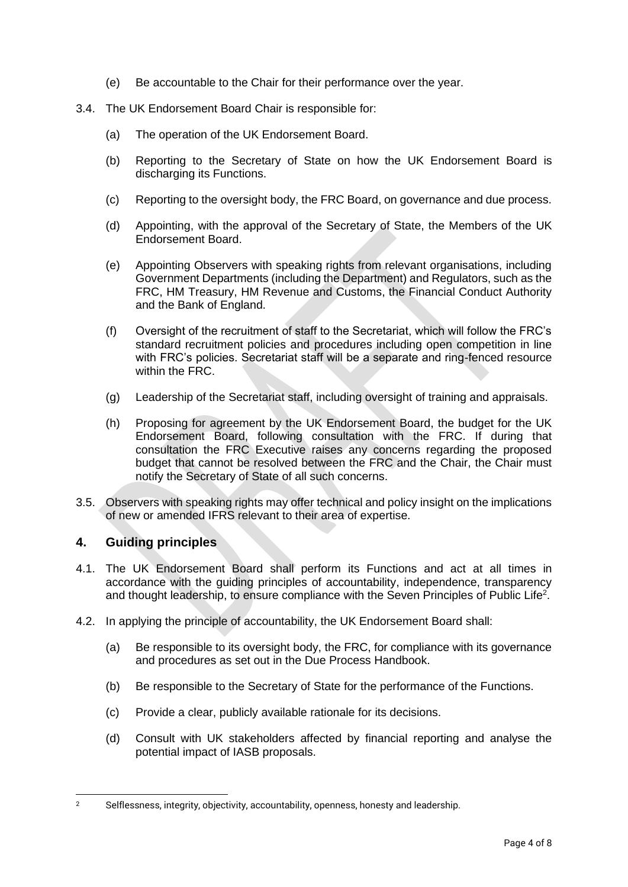(e) Be accountable to the Chair for their performance over the year.

3.4. The UK Endorsement Board Chair is responsible for:

(a) The operation of the UK Endorsement Board.

(b) Reporting to the Secretary of State on how the UK Endorsement Board is discharging its Functions.

(c) Reporting to the oversight body, the FRC Board, on governance and due process.

(d) Appointing, with the approval of the Secretary of State, the Members of the UK Endorsement Board.

(e) Appointing Observers with speaking rights from relevant organisations, including Government Departments (including the Department) and Regulators, such as the FRC, HM Treasury, HM Revenue and Customs, the Financial Conduct Authority and the Bank of England.

(f) Oversight of the recruitment of staff to the Secretariat, which will follow the FRC's standard recruitment policies and procedures including open competition in line with FRC's policies. Secretariat staff will be a separate and ring-fenced resource within the FRC.

(g) Leadership of the Secretariat staff, including oversight of training and appraisals.

(h) Proposing for agreement by the UK Endorsement Board, the budget for the UK Endorsement Board, following consultation with the FRC. If during that consultation the FRC Executive raises any concerns regarding the proposed budget that cannot be resolved between the FRC and the Chair, the Chair must notify the Secretary of State of all such concerns.

3.5. Observers with speaking rights may offer technical and policy insight on the implications of new or amended IFRS relevant to their area of expertise.

## 4. Guiding principles

4.1. The UK Endorsement Board shall perform its Functions and act at all times in accordance with the guiding principles of accountability, independence, transparency and thought leadership, to ensure compliance with the Seven Principles of Public Life[2].

4.2. In applying the principle of accountability, the UK Endorsement Board shall:

(a) Be responsible to its oversight body, the FRC, for compliance with its governance and procedures as set out in the Due Process Handbook.

(b) Be responsible to the Secretary of State for the performance of the Functions.

(c) Provide a clear, publicly available rationale for its decisions.

(d) Consult with UK stakeholders affected by financial reporting and analyse the potential impact of IASB proposals.

---

[2] Selflessness, integrity, objectivity, accountability, openness, honesty and leadership.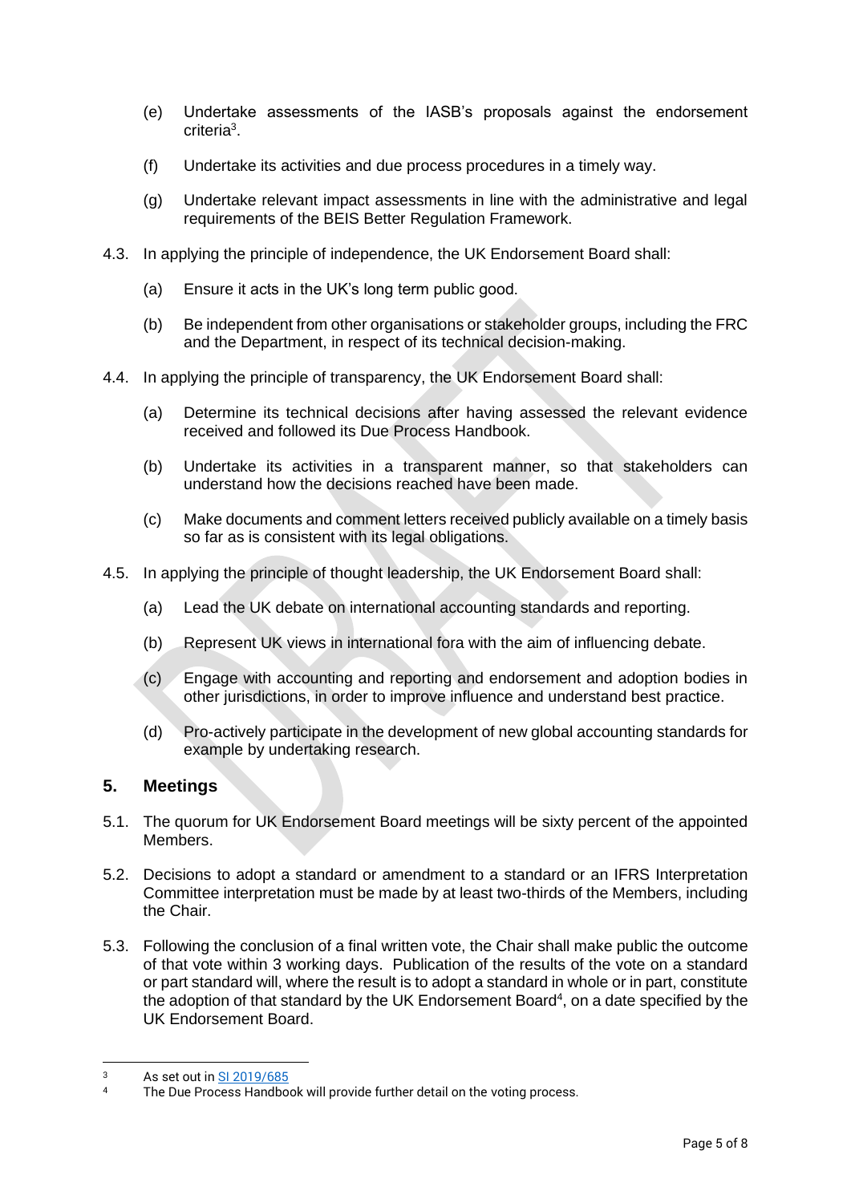(e) Undertake assessments of the IASB's proposals against the endorsement criteria[3].

(f) Undertake its activities and due process procedures in a timely way.

(g) Undertake relevant impact assessments in line with the administrative and legal requirements of the BEIS Better Regulation Framework.

4.3. In applying the principle of independence, the UK Endorsement Board shall:

(a) Ensure it acts in the UK's long term public good.

(b) Be independent from other organisations or stakeholder groups, including the FRC and the Department, in respect of its technical decision-making.

4.4. In applying the principle of transparency, the UK Endorsement Board shall:

(a) Determine its technical decisions after having assessed the relevant evidence received and followed its Due Process Handbook.

(b) Undertake its activities in a transparent manner, so that stakeholders can understand how the decisions reached have been made.

(c) Make documents and comment letters received publicly available on a timely basis so far as is consistent with its legal obligations.

4.5. In applying the principle of thought leadership, the UK Endorsement Board shall:

(a) Lead the UK debate on international accounting standards and reporting.

(b) Represent UK views in international fora with the aim of influencing debate.

(c) Engage with accounting and reporting and endorsement and adoption bodies in other jurisdictions, in order to improve influence and understand best practice.

(d) Pro-actively participate in the development of new global accounting standards for example by undertaking research.

## 5. Meetings

5.1. The quorum for UK Endorsement Board meetings will be sixty percent of the appointed Members.

5.2. Decisions to adopt a standard or amendment to a standard or an IFRS Interpretation Committee interpretation must be made by at least two-thirds of the Members, including the Chair.

5.3. Following the conclusion of a final written vote, the Chair shall make public the outcome of that vote within 3 working days. Publication of the results of the vote on a standard or part standard will, where the result is to adopt a standard in whole or in part, constitute the adoption of that standard by the UK Endorsement Board[4], on a date specified by the UK Endorsement Board.

---

[3] As set out in SI 2019/685

[4] The Due Process Handbook will provide further detail on the voting process.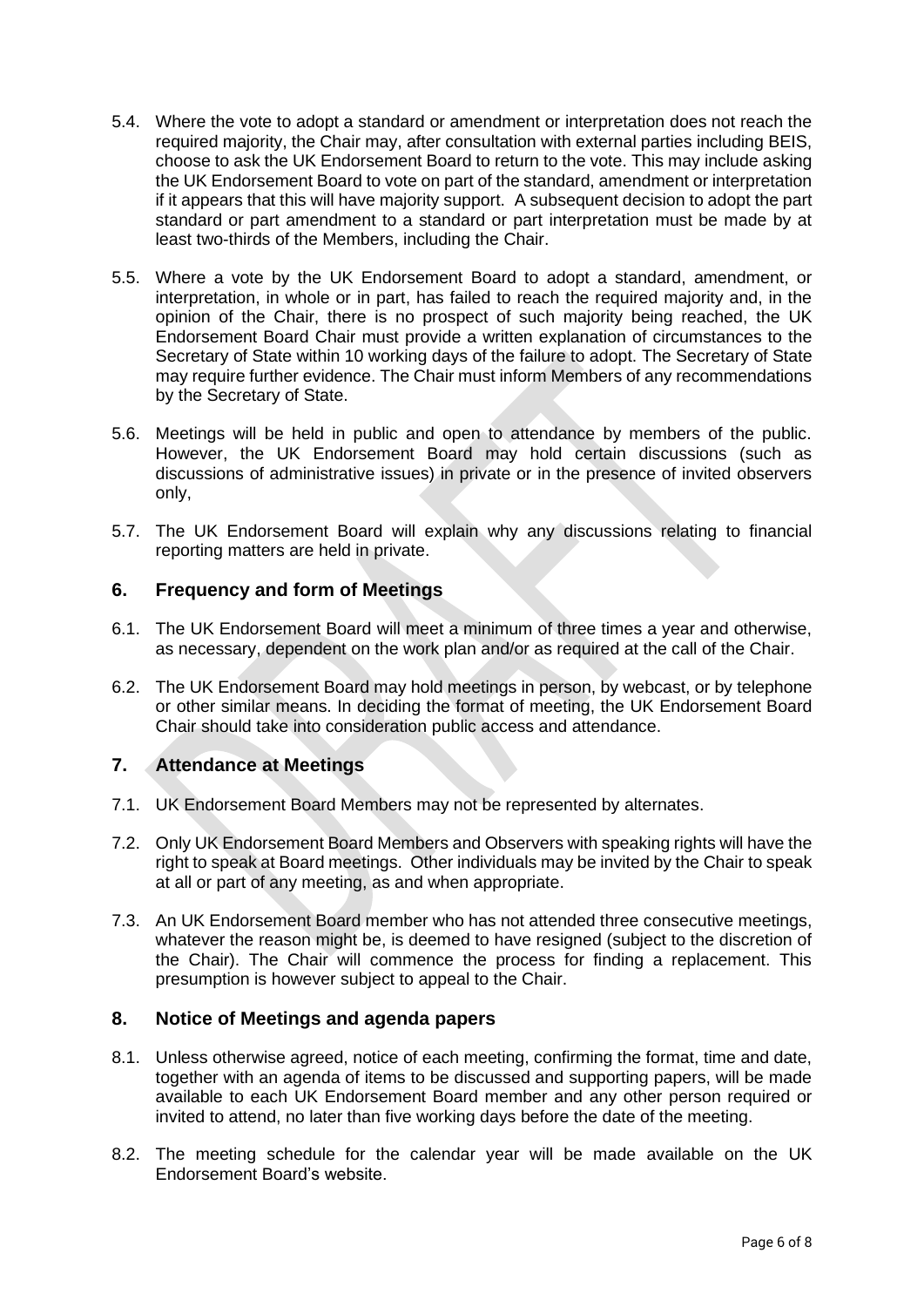5.4. Where the vote to adopt a standard or amendment or interpretation does not reach the required majority, the Chair may, after consultation with external parties including BEIS, choose to ask the UK Endorsement Board to return to the vote. This may include asking the UK Endorsement Board to vote on part of the standard, amendment or interpretation if it appears that this will have majority support. A subsequent decision to adopt the part standard or part amendment to a standard or part interpretation must be made by at least two-thirds of the Members, including the Chair.

5.5. Where a vote by the UK Endorsement Board to adopt a standard, amendment, or interpretation, in whole or in part, has failed to reach the required majority and, in the opinion of the Chair, there is no prospect of such majority being reached, the UK Endorsement Board Chair must provide a written explanation of circumstances to the Secretary of State within 10 working days of the failure to adopt. The Secretary of State may require further evidence. The Chair must inform Members of any recommendations by the Secretary of State.

5.6. Meetings will be held in public and open to attendance by members of the public. However, the UK Endorsement Board may hold certain discussions (such as discussions of administrative issues) in private or in the presence of invited observers only,

5.7. The UK Endorsement Board will explain why any discussions relating to financial reporting matters are held in private.

## 6. Frequency and form of Meetings

6.1. The UK Endorsement Board will meet a minimum of three times a year and otherwise, as necessary, dependent on the work plan and/or as required at the call of the Chair.

6.2. The UK Endorsement Board may hold meetings in person, by webcast, or by telephone or other similar means. In deciding the format of meeting, the UK Endorsement Board Chair should take into consideration public access and attendance.

## 7. Attendance at Meetings

7.1. UK Endorsement Board Members may not be represented by alternates.

7.2. Only UK Endorsement Board Members and Observers with speaking rights will have the right to speak at Board meetings. Other individuals may be invited by the Chair to speak at all or part of any meeting, as and when appropriate.

7.3. An UK Endorsement Board member who has not attended three consecutive meetings, whatever the reason might be, is deemed to have resigned (subject to the discretion of the Chair). The Chair will commence the process for finding a replacement. This presumption is however subject to appeal to the Chair.

## 8. Notice of Meetings and agenda papers

8.1. Unless otherwise agreed, notice of each meeting, confirming the format, time and date, together with an agenda of items to be discussed and supporting papers, will be made available to each UK Endorsement Board member and any other person required or invited to attend, no later than five working days before the date of the meeting.

8.2. The meeting schedule for the calendar year will be made available on the UK Endorsement Board's website.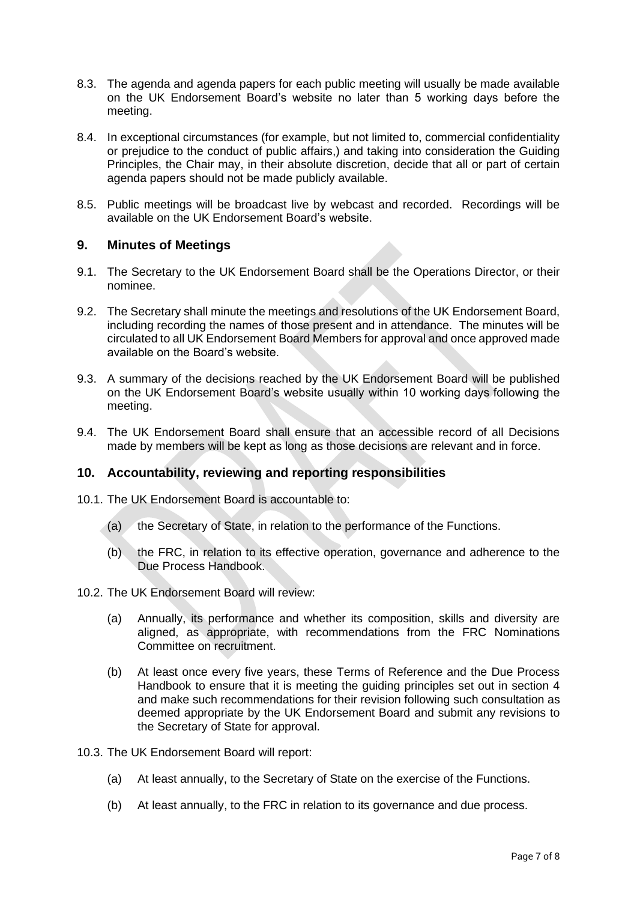8.3. The agenda and agenda papers for each public meeting will usually be made available on the UK Endorsement Board's website no later than 5 working days before the meeting.

8.4. In exceptional circumstances (for example, but not limited to, commercial confidentiality or prejudice to the conduct of public affairs,) and taking into consideration the Guiding Principles, the Chair may, in their absolute discretion, decide that all or part of certain agenda papers should not be made publicly available.

8.5. Public meetings will be broadcast live by webcast and recorded. Recordings will be available on the UK Endorsement Board's website.

## 9. Minutes of Meetings

9.1. The Secretary to the UK Endorsement Board shall be the Operations Director, or their nominee.

9.2. The Secretary shall minute the meetings and resolutions of the UK Endorsement Board, including recording the names of those present and in attendance. The minutes will be circulated to all UK Endorsement Board Members for approval and once approved made available on the Board's website.

9.3. A summary of the decisions reached by the UK Endorsement Board will be published on the UK Endorsement Board's website usually within 10 working days following the meeting.

9.4. The UK Endorsement Board shall ensure that an accessible record of all Decisions made by members will be kept as long as those decisions are relevant and in force.

## 10. Accountability, reviewing and reporting responsibilities

10.1. The UK Endorsement Board is accountable to:

- (a) the Secretary of State, in relation to the performance of the Functions.
- (b) the FRC, in relation to its effective operation, governance and adherence to the Due Process Handbook.

10.2. The UK Endorsement Board will review:

- (a) Annually, its performance and whether its composition, skills and diversity are aligned, as appropriate, with recommendations from the FRC Nominations Committee on recruitment.
- (b) At least once every five years, these Terms of Reference and the Due Process Handbook to ensure that it is meeting the guiding principles set out in section 4 and make such recommendations for their revision following such consultation as deemed appropriate by the UK Endorsement Board and submit any revisions to the Secretary of State for approval.

10.3. The UK Endorsement Board will report:

- (a) At least annually, to the Secretary of State on the exercise of the Functions.
- (b) At least annually, to the FRC in relation to its governance and due process.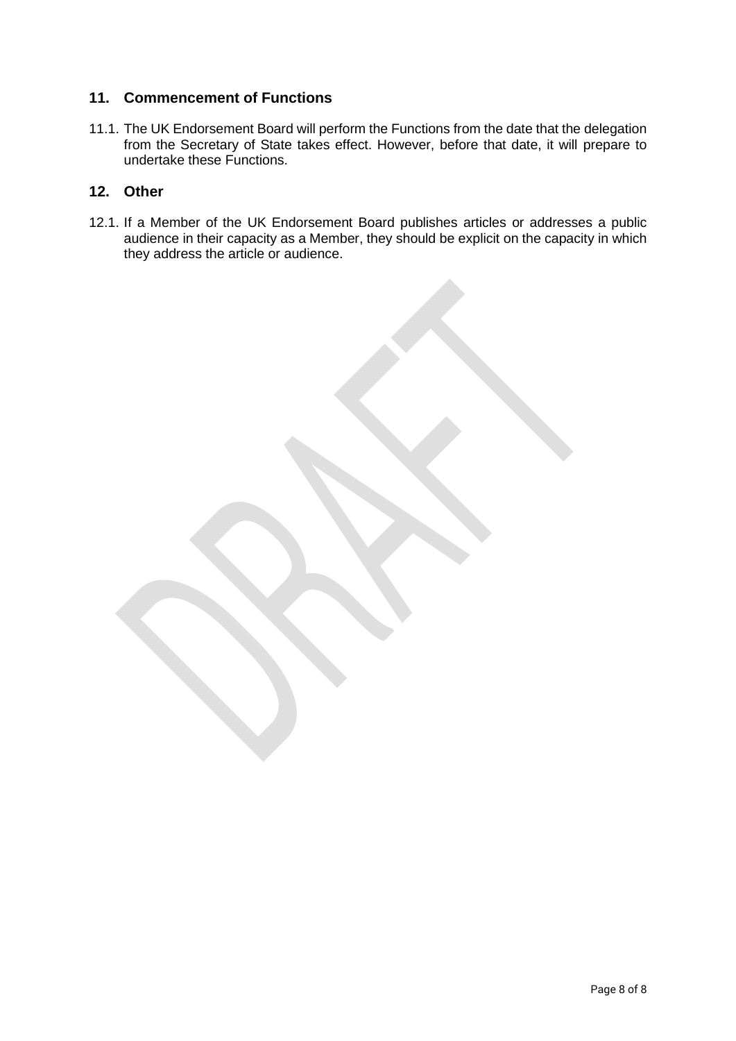## 11. Commencement of Functions

11.1. The UK Endorsement Board will perform the Functions from the date that the delegation from the Secretary of State takes effect. However, before that date, it will prepare to undertake these Functions.

## 12. Other

12.1. If a Member of the UK Endorsement Board publishes articles or addresses a public audience in their capacity as a Member, they should be explicit on the capacity in which they address the article or audience.